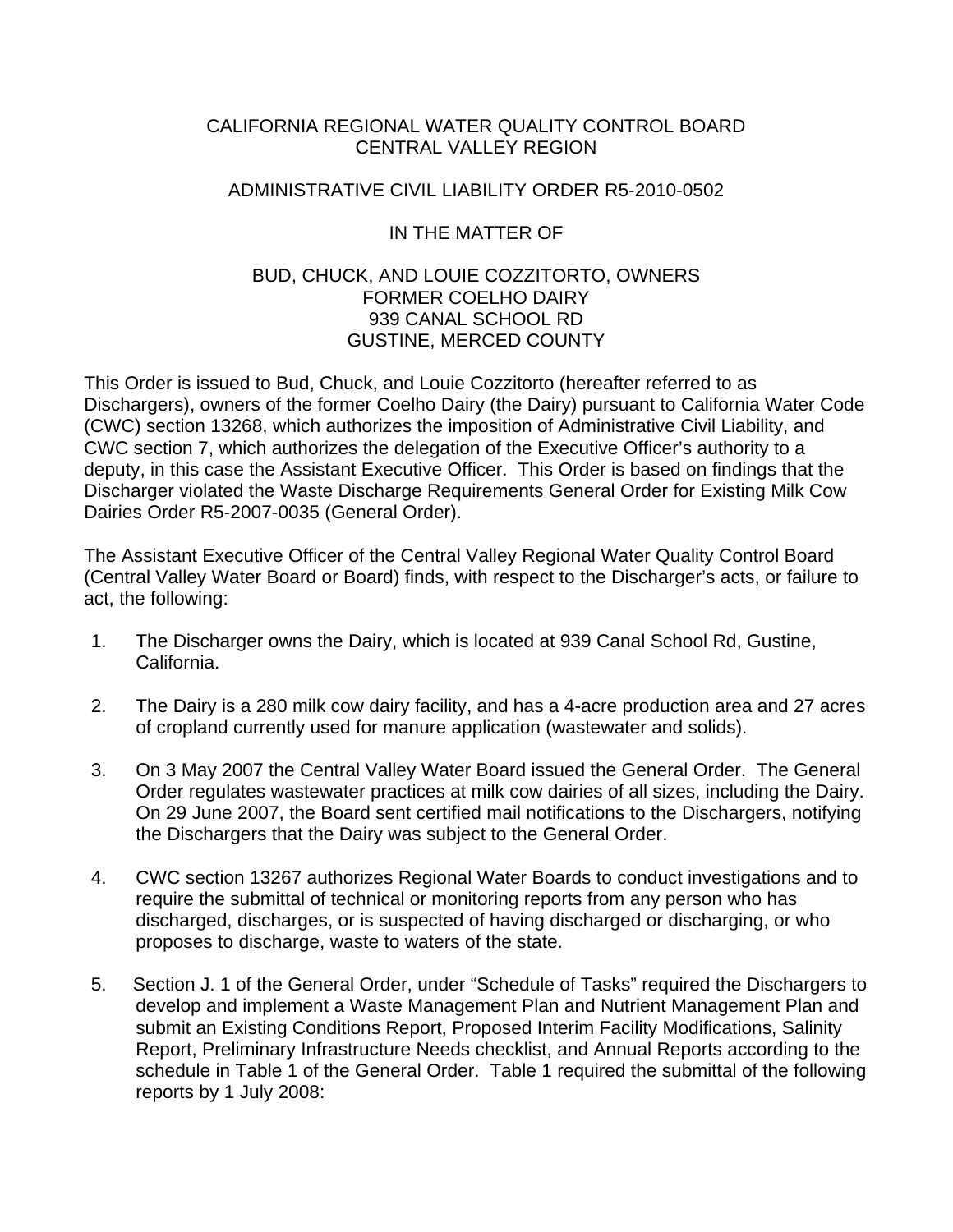CALIFORNIA REGIONAL WATER QUALITY CONTROL BOARD
CENTRAL VALLEY REGION

ADMINISTRATIVE CIVIL LIABILITY ORDER R5-2010-0502

IN THE MATTER OF

BUD, CHUCK, AND LOUIE COZZITORTO, OWNERS
FORMER COELHO DAIRY
939 CANAL SCHOOL RD
GUSTINE, MERCED COUNTY

This Order is issued to Bud, Chuck, and Louie Cozzitorto (hereafter referred to as Dischargers), owners of the former Coelho Dairy (the Dairy) pursuant to California Water Code (CWC) section 13268, which authorizes the imposition of Administrative Civil Liability, and CWC section 7, which authorizes the delegation of the Executive Officer's authority to a deputy, in this case the Assistant Executive Officer. This Order is based on findings that the Discharger violated the Waste Discharge Requirements General Order for Existing Milk Cow Dairies Order R5-2007-0035 (General Order).

The Assistant Executive Officer of the Central Valley Regional Water Quality Control Board (Central Valley Water Board or Board) finds, with respect to the Discharger's acts, or failure to act, the following:

1. The Discharger owns the Dairy, which is located at 939 Canal School Rd, Gustine, California.

2. The Dairy is a 280 milk cow dairy facility, and has a 4-acre production area and 27 acres of cropland currently used for manure application (wastewater and solids).

3. On 3 May 2007 the Central Valley Water Board issued the General Order. The General Order regulates wastewater practices at milk cow dairies of all sizes, including the Dairy. On 29 June 2007, the Board sent certified mail notifications to the Dischargers, notifying the Dischargers that the Dairy was subject to the General Order.

4. CWC section 13267 authorizes Regional Water Boards to conduct investigations and to require the submittal of technical or monitoring reports from any person who has discharged, discharges, or is suspected of having discharged or discharging, or who proposes to discharge, waste to waters of the state.

5. Section J. 1 of the General Order, under "Schedule of Tasks" required the Dischargers to develop and implement a Waste Management Plan and Nutrient Management Plan and submit an Existing Conditions Report, Proposed Interim Facility Modifications, Salinity Report, Preliminary Infrastructure Needs checklist, and Annual Reports according to the schedule in Table 1 of the General Order. Table 1 required the submittal of the following reports by 1 July 2008: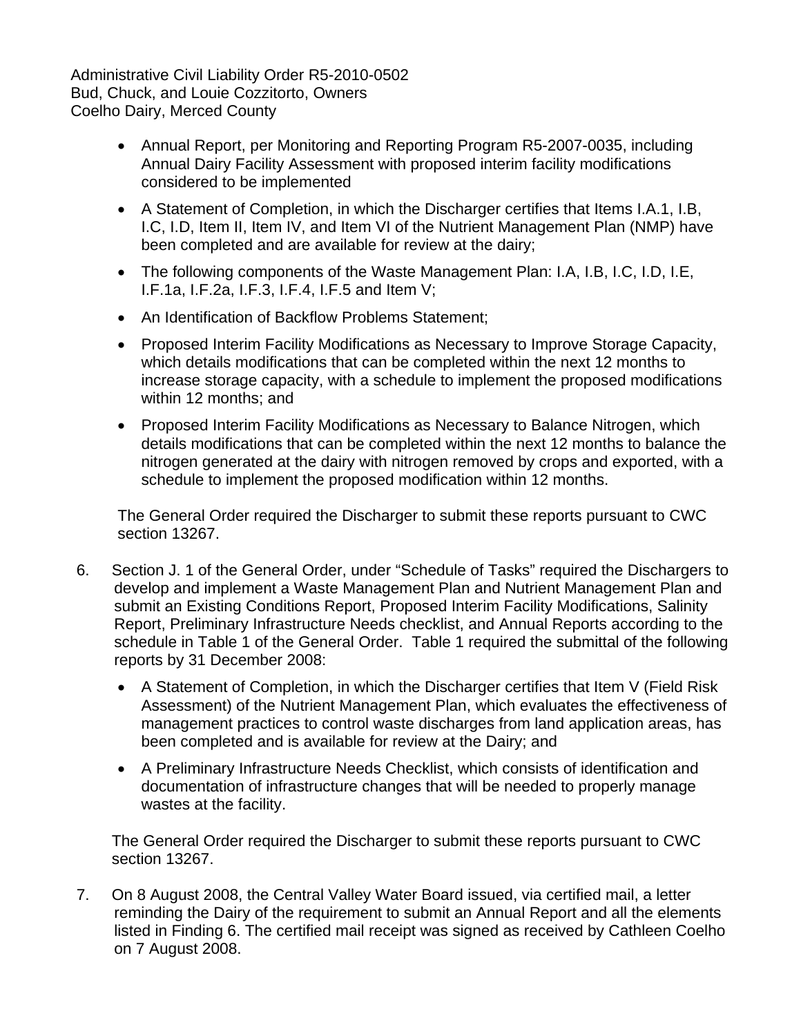- Annual Report, per Monitoring and Reporting Program R5-2007-0035, including Annual Dairy Facility Assessment with proposed interim facility modifications considered to be implemented
- A Statement of Completion, in which the Discharger certifies that Items I.A.1, I.B, I.C, I.D, Item II, Item IV, and Item VI of the Nutrient Management Plan (NMP) have been completed and are available for review at the dairy;
- The following components of the Waste Management Plan: I.A, I.B, I.C, I.D, I.E, I.F.1a, I.F.2a, I.F.3, I.F.4, I.F.5 and Item V;
- An Identification of Backflow Problems Statement;
- Proposed Interim Facility Modifications as Necessary to Improve Storage Capacity, which details modifications that can be completed within the next 12 months to increase storage capacity, with a schedule to implement the proposed modifications within 12 months; and
- Proposed Interim Facility Modifications as Necessary to Balance Nitrogen, which details modifications that can be completed within the next 12 months to balance the nitrogen generated at the dairy with nitrogen removed by crops and exported, with a schedule to implement the proposed modification within 12 months.

The General Order required the Discharger to submit these reports pursuant to CWC section 13267.

6. Section J. 1 of the General Order, under "Schedule of Tasks" required the Dischargers to develop and implement a Waste Management Plan and Nutrient Management Plan and submit an Existing Conditions Report, Proposed Interim Facility Modifications, Salinity Report, Preliminary Infrastructure Needs checklist, and Annual Reports according to the schedule in Table 1 of the General Order. Table 1 required the submittal of the following reports by 31 December 2008:

   - A Statement of Completion, in which the Discharger certifies that Item V (Field Risk Assessment) of the Nutrient Management Plan, which evaluates the effectiveness of management practices to control waste discharges from land application areas, has been completed and is available for review at the Dairy; and
   - A Preliminary Infrastructure Needs Checklist, which consists of identification and documentation of infrastructure changes that will be needed to properly manage wastes at the facility.

   The General Order required the Discharger to submit these reports pursuant to CWC section 13267.

7. On 8 August 2008, the Central Valley Water Board issued, via certified mail, a letter reminding the Dairy of the requirement to submit an Annual Report and all the elements listed in Finding 6. The certified mail receipt was signed as received by Cathleen Coelho on 7 August 2008.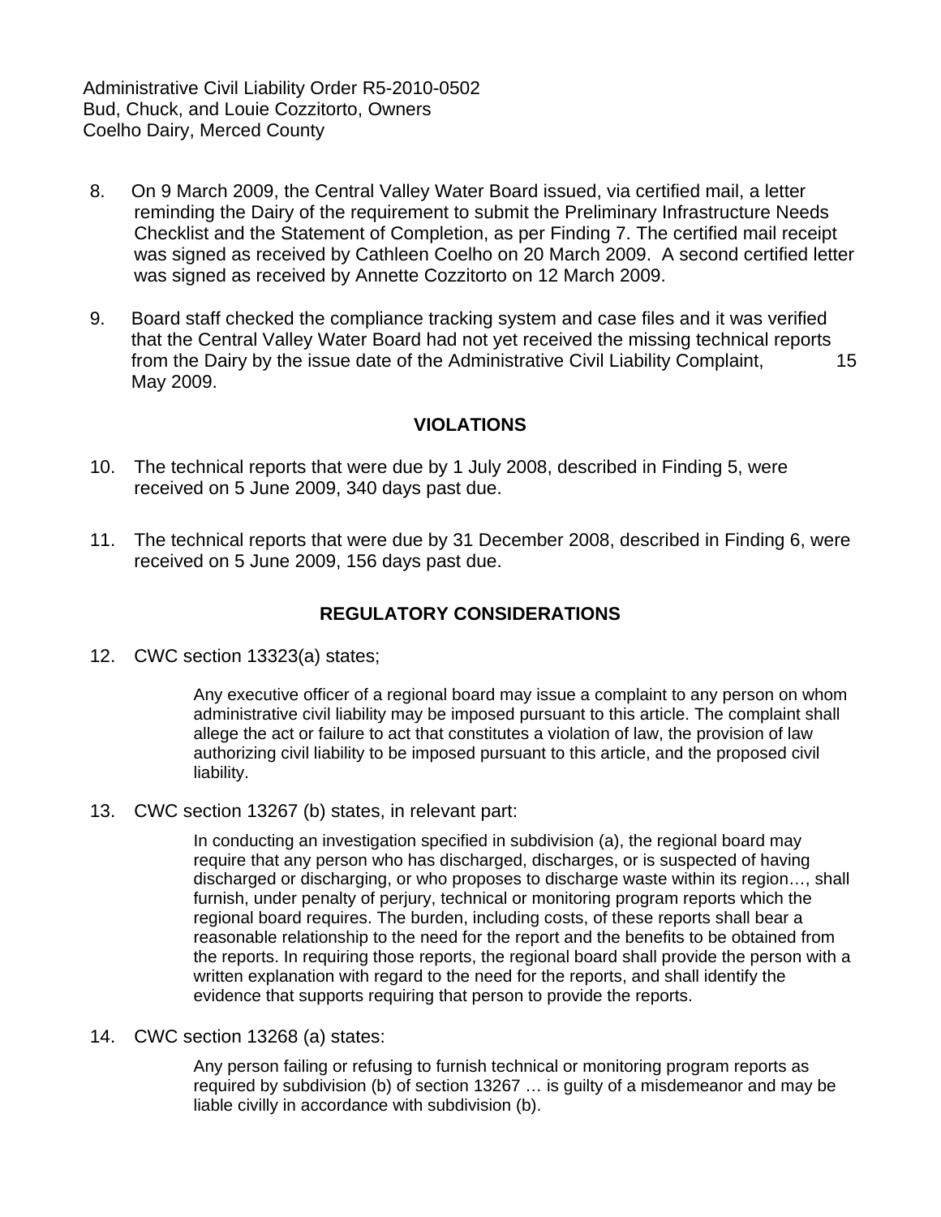Administrative Civil Liability Order R5-2010-0502
Bud, Chuck, and Louie Cozzitorto, Owners
Coelho Dairy, Merced County

8. On 9 March 2009, the Central Valley Water Board issued, via certified mail, a letter reminding the Dairy of the requirement to submit the Preliminary Infrastructure Needs Checklist and the Statement of Completion, as per Finding 7. The certified mail receipt was signed as received by Cathleen Coelho on 20 March 2009. A second certified letter was signed as received by Annette Cozzitorto on 12 March 2009.

9. Board staff checked the compliance tracking system and case files and it was verified that the Central Valley Water Board had not yet received the missing technical reports from the Dairy by the issue date of the Administrative Civil Liability Complaint, 15 May 2009.

## VIOLATIONS

10. The technical reports that were due by 1 July 2008, described in Finding 5, were received on 5 June 2009, 340 days past due.

11. The technical reports that were due by 31 December 2008, described in Finding 6, were received on 5 June 2009, 156 days past due.

## REGULATORY CONSIDERATIONS

12. CWC section 13323(a) states;

    > Any executive officer of a regional board may issue a complaint to any person on whom administrative civil liability may be imposed pursuant to this article. The complaint shall allege the act or failure to act that constitutes a violation of law, the provision of law authorizing civil liability to be imposed pursuant to this article, and the proposed civil liability.

13. CWC section 13267 (b) states, in relevant part:

    > In conducting an investigation specified in subdivision (a), the regional board may require that any person who has discharged, discharges, or is suspected of having discharged or discharging, or who proposes to discharge waste within its region…, shall furnish, under penalty of perjury, technical or monitoring program reports which the regional board requires. The burden, including costs, of these reports shall bear a reasonable relationship to the need for the report and the benefits to be obtained from the reports. In requiring those reports, the regional board shall provide the person with a written explanation with regard to the need for the reports, and shall identify the evidence that supports requiring that person to provide the reports.

14. CWC section 13268 (a) states:

    > Any person failing or refusing to furnish technical or monitoring program reports as required by subdivision (b) of section 13267 … is guilty of a misdemeanor and may be liable civilly in accordance with subdivision (b).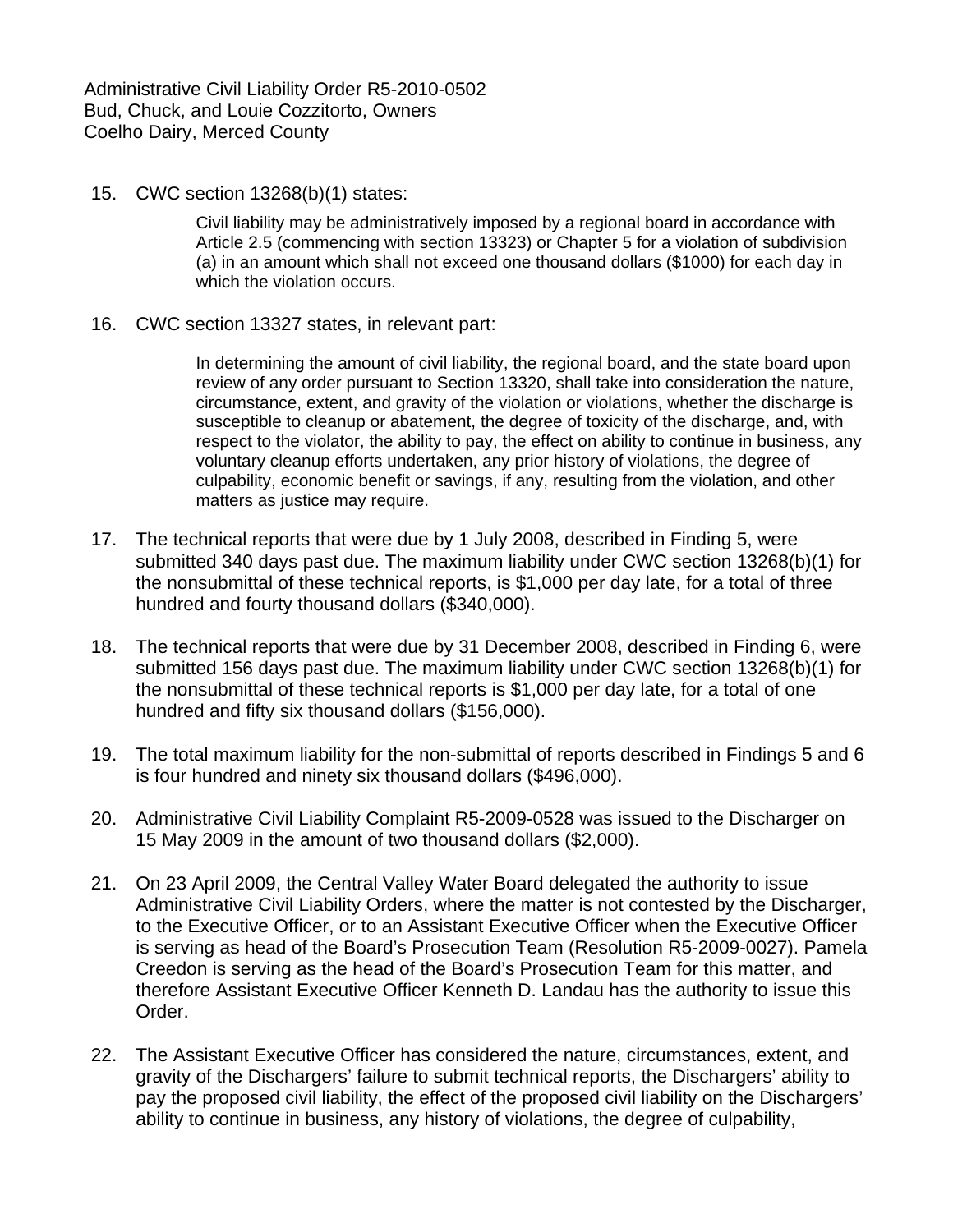15. CWC section 13268(b)(1) states:

    > Civil liability may be administratively imposed by a regional board in accordance with Article 2.5 (commencing with section 13323) or Chapter 5 for a violation of subdivision (a) in an amount which shall not exceed one thousand dollars ($1000) for each day in which the violation occurs.

16. CWC section 13327 states, in relevant part:

    > In determining the amount of civil liability, the regional board, and the state board upon review of any order pursuant to Section 13320, shall take into consideration the nature, circumstance, extent, and gravity of the violation or violations, whether the discharge is susceptible to cleanup or abatement, the degree of toxicity of the discharge, and, with respect to the violator, the ability to pay, the effect on ability to continue in business, any voluntary cleanup efforts undertaken, any prior history of violations, the degree of culpability, economic benefit or savings, if any, resulting from the violation, and other matters as justice may require.

17. The technical reports that were due by 1 July 2008, described in Finding 5, were submitted 340 days past due. The maximum liability under CWC section 13268(b)(1) for the nonsubmittal of these technical reports, is $1,000 per day late, for a total of three hundred and fourty thousand dollars ($340,000).

18. The technical reports that were due by 31 December 2008, described in Finding 6, were submitted 156 days past due. The maximum liability under CWC section 13268(b)(1) for the nonsubmittal of these technical reports is $1,000 per day late, for a total of one hundred and fifty six thousand dollars ($156,000).

19. The total maximum liability for the non-submittal of reports described in Findings 5 and 6 is four hundred and ninety six thousand dollars ($496,000).

20. Administrative Civil Liability Complaint R5-2009-0528 was issued to the Discharger on 15 May 2009 in the amount of two thousand dollars ($2,000).

21. On 23 April 2009, the Central Valley Water Board delegated the authority to issue Administrative Civil Liability Orders, where the matter is not contested by the Discharger, to the Executive Officer, or to an Assistant Executive Officer when the Executive Officer is serving as head of the Board's Prosecution Team (Resolution R5-2009-0027). Pamela Creedon is serving as the head of the Board's Prosecution Team for this matter, and therefore Assistant Executive Officer Kenneth D. Landau has the authority to issue this Order.

22. The Assistant Executive Officer has considered the nature, circumstances, extent, and gravity of the Dischargers' failure to submit technical reports, the Dischargers' ability to pay the proposed civil liability, the effect of the proposed civil liability on the Dischargers' ability to continue in business, any history of violations, the degree of culpability,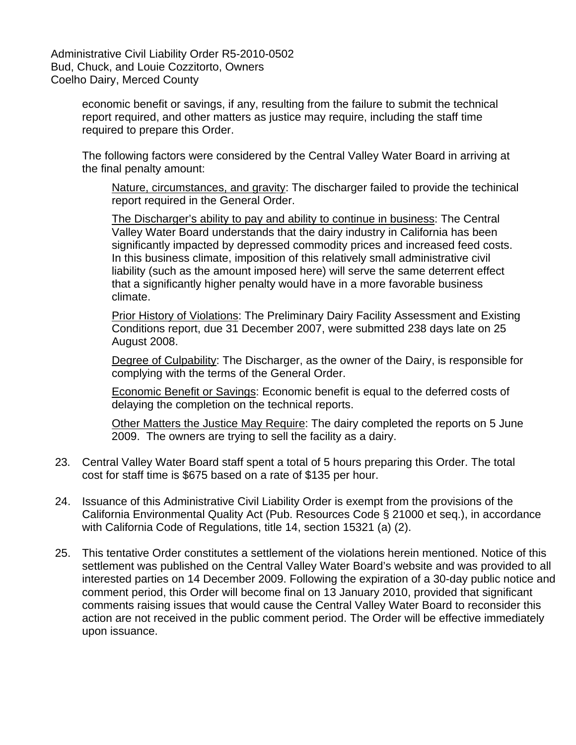economic benefit or savings, if any, resulting from the failure to submit the technical report required, and other matters as justice may require, including the staff time required to prepare this Order.

The following factors were considered by the Central Valley Water Board in arriving at the final penalty amount:

<u>Nature, circumstances, and gravity</u>: The discharger failed to provide the techinical report required in the General Order.

<u>The Discharger's ability to pay and ability to continue in business</u>: The Central Valley Water Board understands that the dairy industry in California has been significantly impacted by depressed commodity prices and increased feed costs. In this business climate, imposition of this relatively small administrative civil liability (such as the amount imposed here) will serve the same deterrent effect that a significantly higher penalty would have in a more favorable business climate.

<u>Prior History of Violations</u>: The Preliminary Dairy Facility Assessment and Existing Conditions report, due 31 December 2007, were submitted 238 days late on 25 August 2008.

<u>Degree of Culpability</u>: The Discharger, as the owner of the Dairy, is responsible for complying with the terms of the General Order.

<u>Economic Benefit or Savings</u>: Economic benefit is equal to the deferred costs of delaying the completion on the technical reports.

<u>Other Matters the Justice May Require</u>: The dairy completed the reports on 5 June 2009. The owners are trying to sell the facility as a dairy.

23. Central Valley Water Board staff spent a total of 5 hours preparing this Order. The total cost for staff time is $675 based on a rate of $135 per hour.

24. Issuance of this Administrative Civil Liability Order is exempt from the provisions of the California Environmental Quality Act (Pub. Resources Code § 21000 et seq.), in accordance with California Code of Regulations, title 14, section 15321 (a) (2).

25. This tentative Order constitutes a settlement of the violations herein mentioned. Notice of this settlement was published on the Central Valley Water Board's website and was provided to all interested parties on 14 December 2009. Following the expiration of a 30-day public notice and comment period, this Order will become final on 13 January 2010, provided that significant comments raising issues that would cause the Central Valley Water Board to reconsider this action are not received in the public comment period. The Order will be effective immediately upon issuance.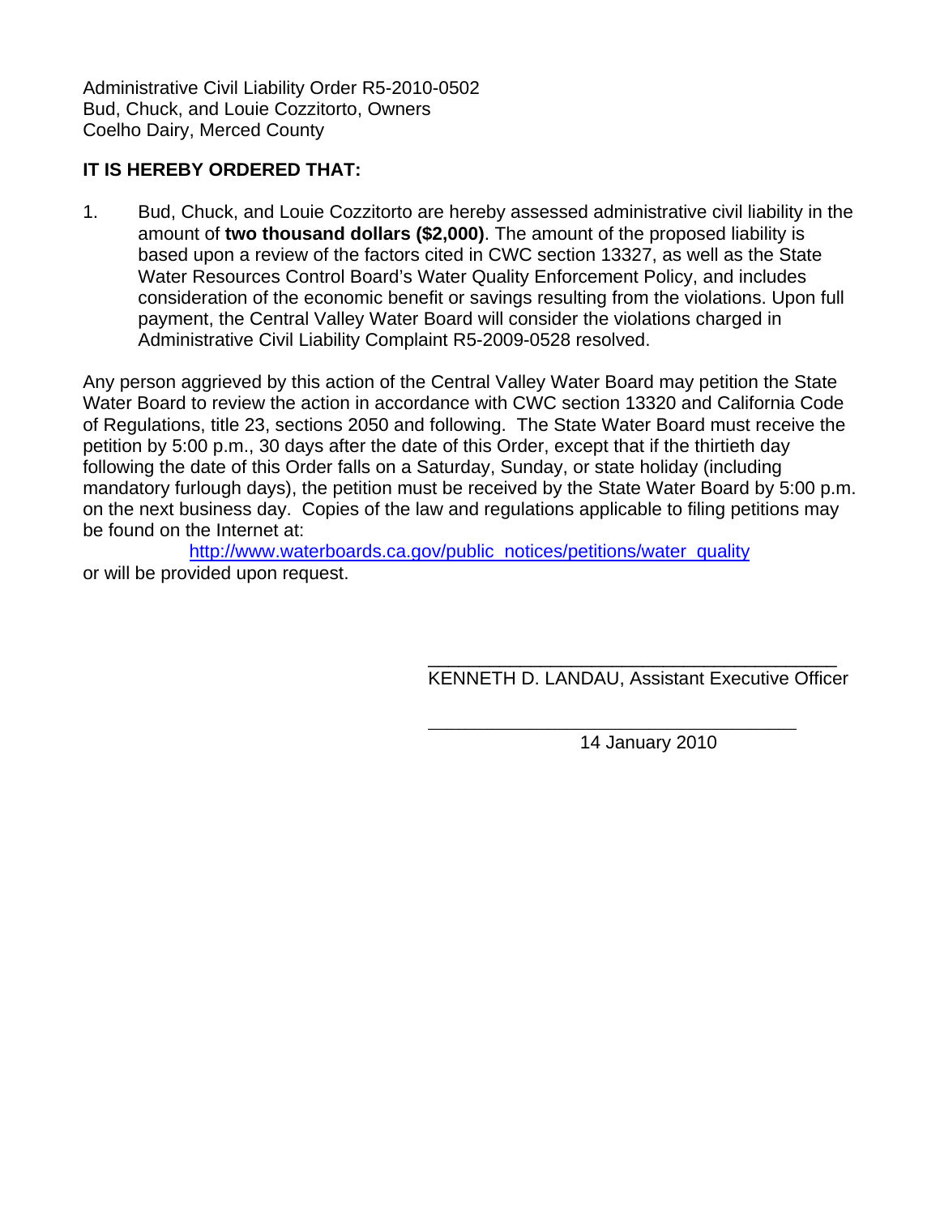Administrative Civil Liability Order R5-2010-0502
Bud, Chuck, and Louie Cozzitorto, Owners
Coelho Dairy, Merced County

**IT IS HEREBY ORDERED THAT:**

1. Bud, Chuck, and Louie Cozzitorto are hereby assessed administrative civil liability in the amount of **two thousand dollars ($2,000)**. The amount of the proposed liability is based upon a review of the factors cited in CWC section 13327, as well as the State Water Resources Control Board's Water Quality Enforcement Policy, and includes consideration of the economic benefit or savings resulting from the violations. Upon full payment, the Central Valley Water Board will consider the violations charged in Administrative Civil Liability Complaint R5-2009-0528 resolved.

Any person aggrieved by this action of the Central Valley Water Board may petition the State Water Board to review the action in accordance with CWC section 13320 and California Code of Regulations, title 23, sections 2050 and following. The State Water Board must receive the petition by 5:00 p.m., 30 days after the date of this Order, except that if the thirtieth day following the date of this Order falls on a Saturday, Sunday, or state holiday (including mandatory furlough days), the petition must be received by the State Water Board by 5:00 p.m. on the next business day. Copies of the law and regulations applicable to filing petitions may be found on the Internet at:

http://www.waterboards.ca.gov/public_notices/petitions/water_quality

or will be provided upon request.

\_\_\_\_\_\_\_\_\_\_\_\_\_\_\_\_\_\_\_\_\_\_\_\_\_\_\_\_\_\_\_\_\_\_\_\_\_\_\_\_

KENNETH D. LANDAU, Assistant Executive Officer

\_\_\_\_\_\_\_\_\_\_\_\_\_\_\_\_\_\_\_\_\_\_\_\_\_\_\_\_\_\_\_\_\_\_\_\_\_\_\_\_

14 January 2010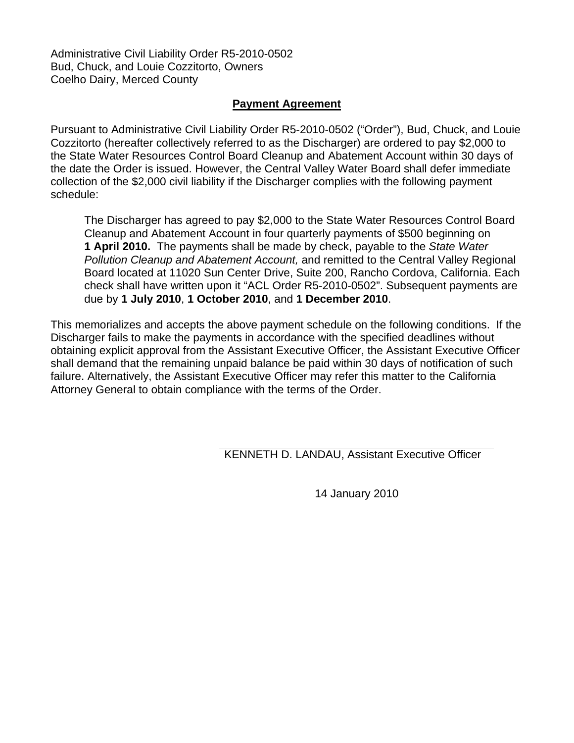Administrative Civil Liability Order R5-2010-0502
Bud, Chuck, and Louie Cozzitorto, Owners
Coelho Dairy, Merced County

## Payment Agreement

Pursuant to Administrative Civil Liability Order R5-2010-0502 ("Order"), Bud, Chuck, and Louie Cozzitorto (hereafter collectively referred to as the Discharger) are ordered to pay $2,000 to the State Water Resources Control Board Cleanup and Abatement Account within 30 days of the date the Order is issued. However, the Central Valley Water Board shall defer immediate collection of the $2,000 civil liability if the Discharger complies with the following payment schedule:

> The Discharger has agreed to pay $2,000 to the State Water Resources Control Board Cleanup and Abatement Account in four quarterly payments of $500 beginning on **1 April 2010.** The payments shall be made by check, payable to the *State Water Pollution Cleanup and Abatement Account,* and remitted to the Central Valley Regional Board located at 11020 Sun Center Drive, Suite 200, Rancho Cordova, California. Each check shall have written upon it "ACL Order R5-2010-0502". Subsequent payments are due by **1 July 2010**, **1 October 2010**, and **1 December 2010**.

This memorializes and accepts the above payment schedule on the following conditions. If the Discharger fails to make the payments in accordance with the specified deadlines without obtaining explicit approval from the Assistant Executive Officer, the Assistant Executive Officer shall demand that the remaining unpaid balance be paid within 30 days of notification of such failure. Alternatively, the Assistant Executive Officer may refer this matter to the California Attorney General to obtain compliance with the terms of the Order.

KENNETH D. LANDAU, Assistant Executive Officer

14 January 2010